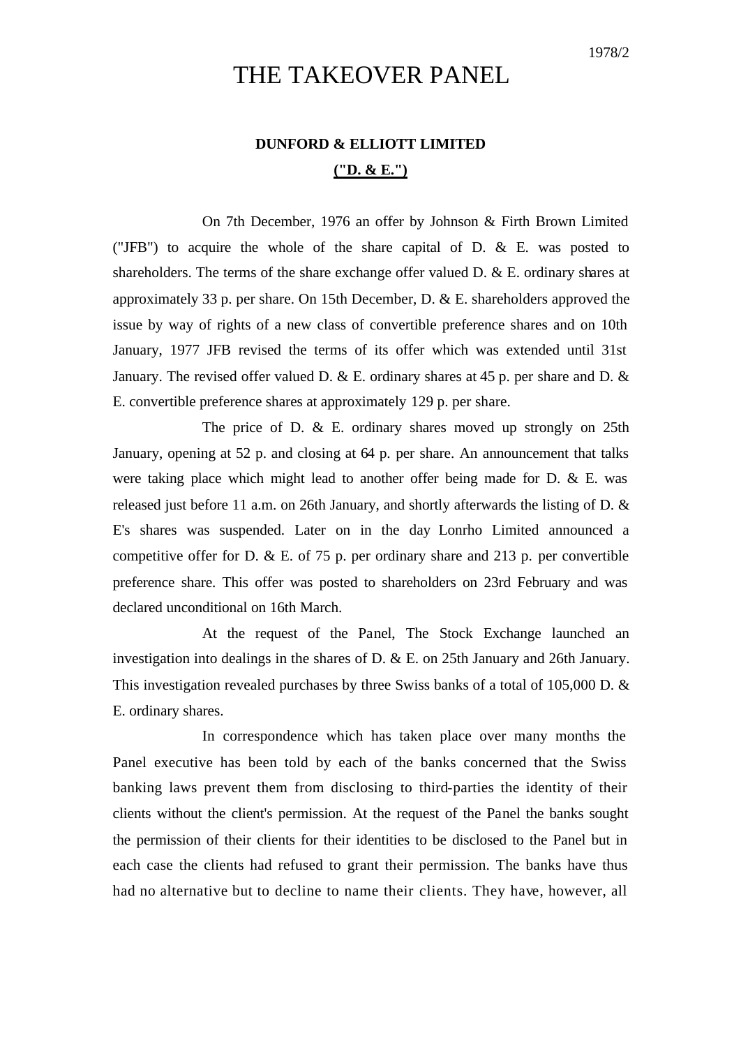1978/2

# THE TAKEOVER PANEL

## DUNFORD & ELLIOTT LIMITED

## ("D. & E.")

On 7th December, 1976 an offer by Johnson & Firth Brown Limited ("JFB") to acquire the whole of the share capital of D. & E. was posted to shareholders. The terms of the share exchange offer valued D. & E. ordinary shares at approximately 33 p. per share. On 15th December, D. & E. shareholders approved the issue by way of rights of a new class of convertible preference shares and on 10th January, 1977 JFB revised the terms of its offer which was extended until 31st January. The revised offer valued D. & E. ordinary shares at 45 p. per share and D. & E. convertible preference shares at approximately 129 p. per share.

The price of D. & E. ordinary shares moved up strongly on 25th January, opening at 52 p. and closing at 64 p. per share. An announcement that talks were taking place which might lead to another offer being made for D. & E. was released just before 11 a.m. on 26th January, and shortly afterwards the listing of D. & E's shares was suspended. Later on in the day Lonrho Limited announced a competitive offer for D. & E. of 75 p. per ordinary share and 213 p. per convertible preference share. This offer was posted to shareholders on 23rd February and was declared unconditional on 16th March.

At the request of the Panel, The Stock Exchange launched an investigation into dealings in the shares of D. & E. on 25th January and 26th January. This investigation revealed purchases by three Swiss banks of a total of 105,000 D. & E. ordinary shares.

In correspondence which has taken place over many months the Panel executive has been told by each of the banks concerned that the Swiss banking laws prevent them from disclosing to third-parties the identity of their clients without the client's permission. At the request of the Panel the banks sought the permission of their clients for their identities to be disclosed to the Panel but in each case the clients had refused to grant their permission. The banks have thus had no alternative but to decline to name their clients. They have, however, all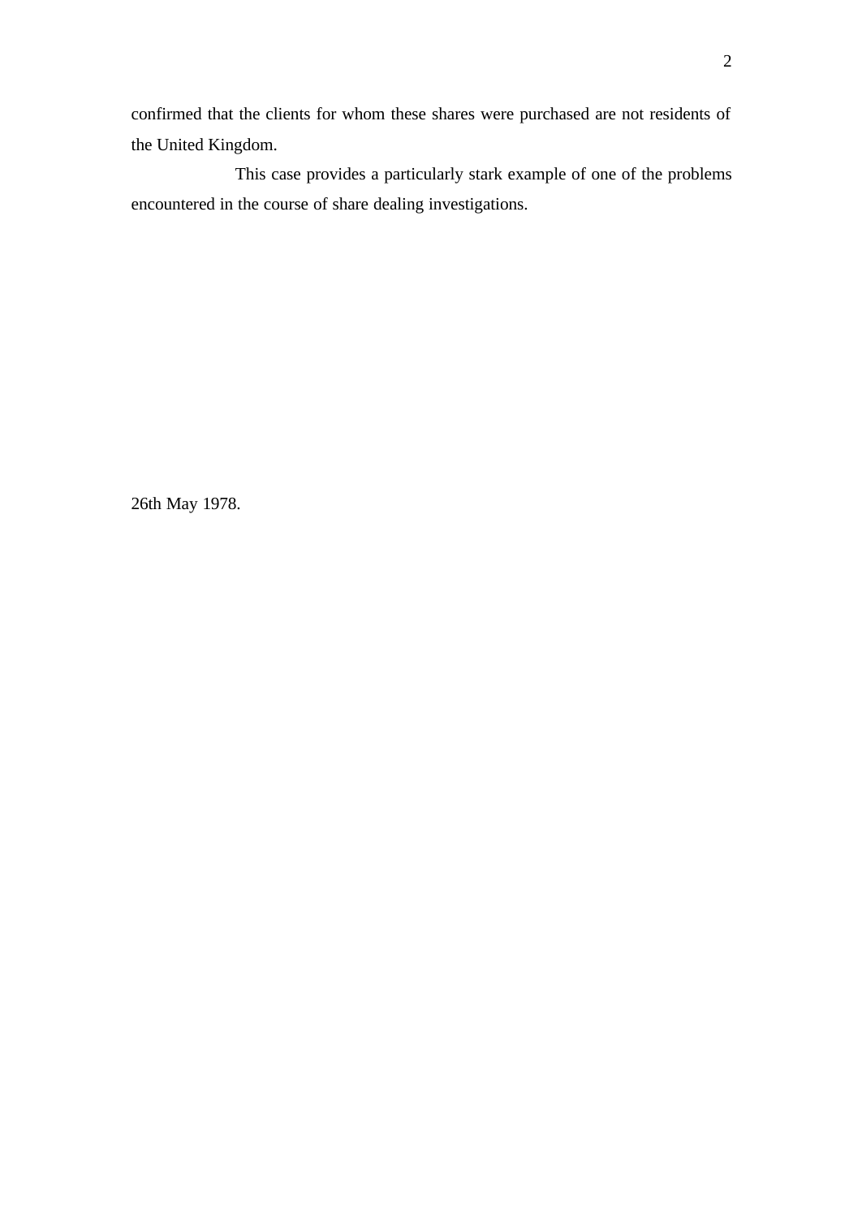confirmed that the clients for whom these shares were purchased are not residents of the United Kingdom.

This case provides a particularly stark example of one of the problems encountered in the course of share dealing investigations.

26th May 1978.